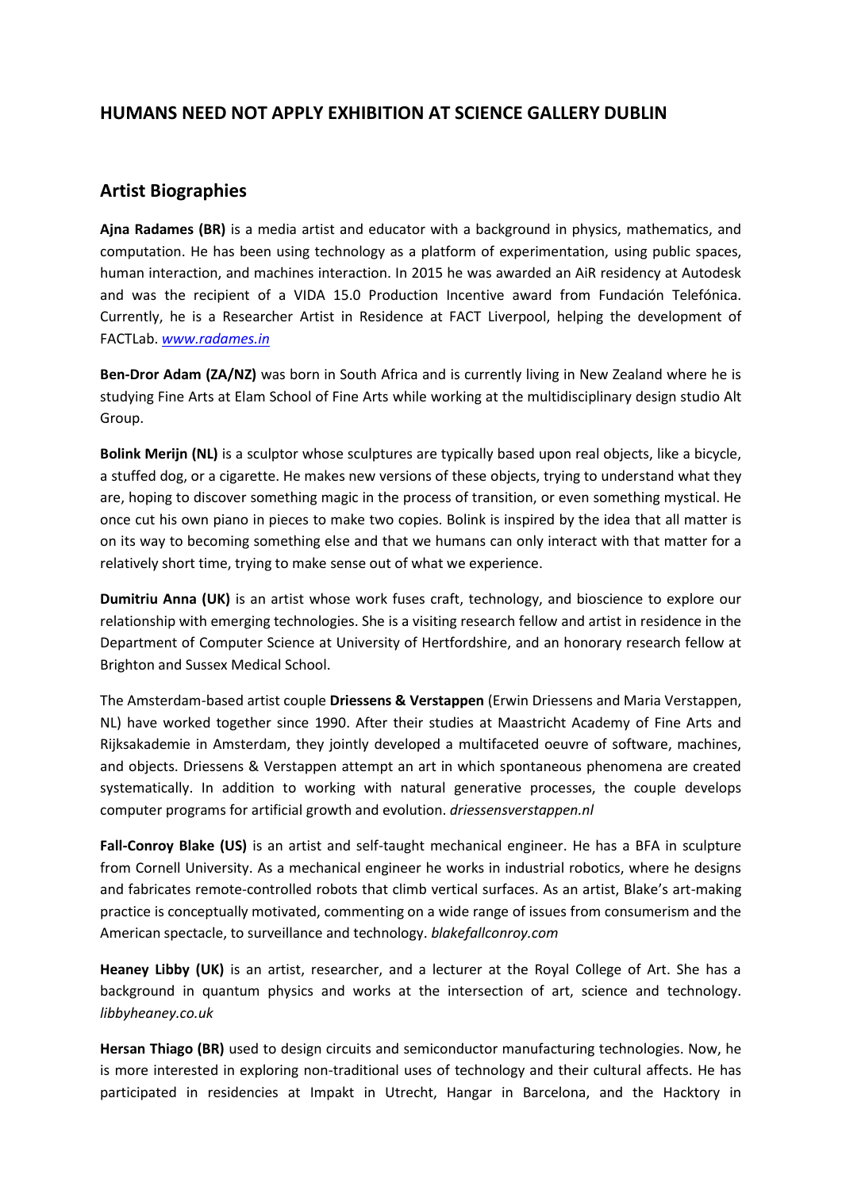## HUMANS NEED NOT APPLY EXHIBITION AT SCIENCE GALLERY DUBLIN

### Artist Biographies

**Ajna Radames (BR)** is a media artist and educator with a background in physics, mathematics, and computation. He has been using technology as a platform of experimentation, using public spaces, human interaction, and machines interaction. In 2015 he was awarded an AiR residency at Autodesk and was the recipient of a VIDA 15.0 Production Incentive award from Fundación Telefónica. Currently, he is a Researcher Artist in Residence at FACT Liverpool, helping the development of FACTLab. [*www.radames.in*](http://www.radames.in)

**Ben-Dror Adam (ZA/NZ)** was born in South Africa and is currently living in New Zealand where he is studying Fine Arts at Elam School of Fine Arts while working at the multidisciplinary design studio Alt Group.

**Bolink Merijn (NL)** is a sculptor whose sculptures are typically based upon real objects, like a bicycle, a stuffed dog, or a cigarette. He makes new versions of these objects, trying to understand what they are, hoping to discover something magic in the process of transition, or even something mystical. He once cut his own piano in pieces to make two copies. Bolink is inspired by the idea that all matter is on its way to becoming something else and that we humans can only interact with that matter for a relatively short time, trying to make sense out of what we experience.

**Dumitriu Anna (UK)** is an artist whose work fuses craft, technology, and bioscience to explore our relationship with emerging technologies. She is a visiting research fellow and artist in residence in the Department of Computer Science at University of Hertfordshire, and an honorary research fellow at Brighton and Sussex Medical School.

The Amsterdam-based artist couple **Driessens & Verstappen** (Erwin Driessens and Maria Verstappen, NL) have worked together since 1990. After their studies at Maastricht Academy of Fine Arts and Rijksakademie in Amsterdam, they jointly developed a multifaceted oeuvre of software, machines, and objects. Driessens & Verstappen attempt an art in which spontaneous phenomena are created systematically. In addition to working with natural generative processes, the couple develops computer programs for artificial growth and evolution. *driessensverstappen.nl*

**Fall-Conroy Blake (US)** is an artist and self-taught mechanical engineer. He has a BFA in sculpture from Cornell University. As a mechanical engineer he works in industrial robotics, where he designs and fabricates remote-controlled robots that climb vertical surfaces. As an artist, Blake's art-making practice is conceptually motivated, commenting on a wide range of issues from consumerism and the American spectacle, to surveillance and technology. *blakefallconroy.com*

**Heaney Libby (UK)** is an artist, researcher, and a lecturer at the Royal College of Art. She has a background in quantum physics and works at the intersection of art, science and technology. *libbyheaney.co.uk*

**Hersan Thiago (BR)** used to design circuits and semiconductor manufacturing technologies. Now, he is more interested in exploring non-traditional uses of technology and their cultural affects. He has participated in residencies at Impakt in Utrecht, Hangar in Barcelona, and the Hacktory in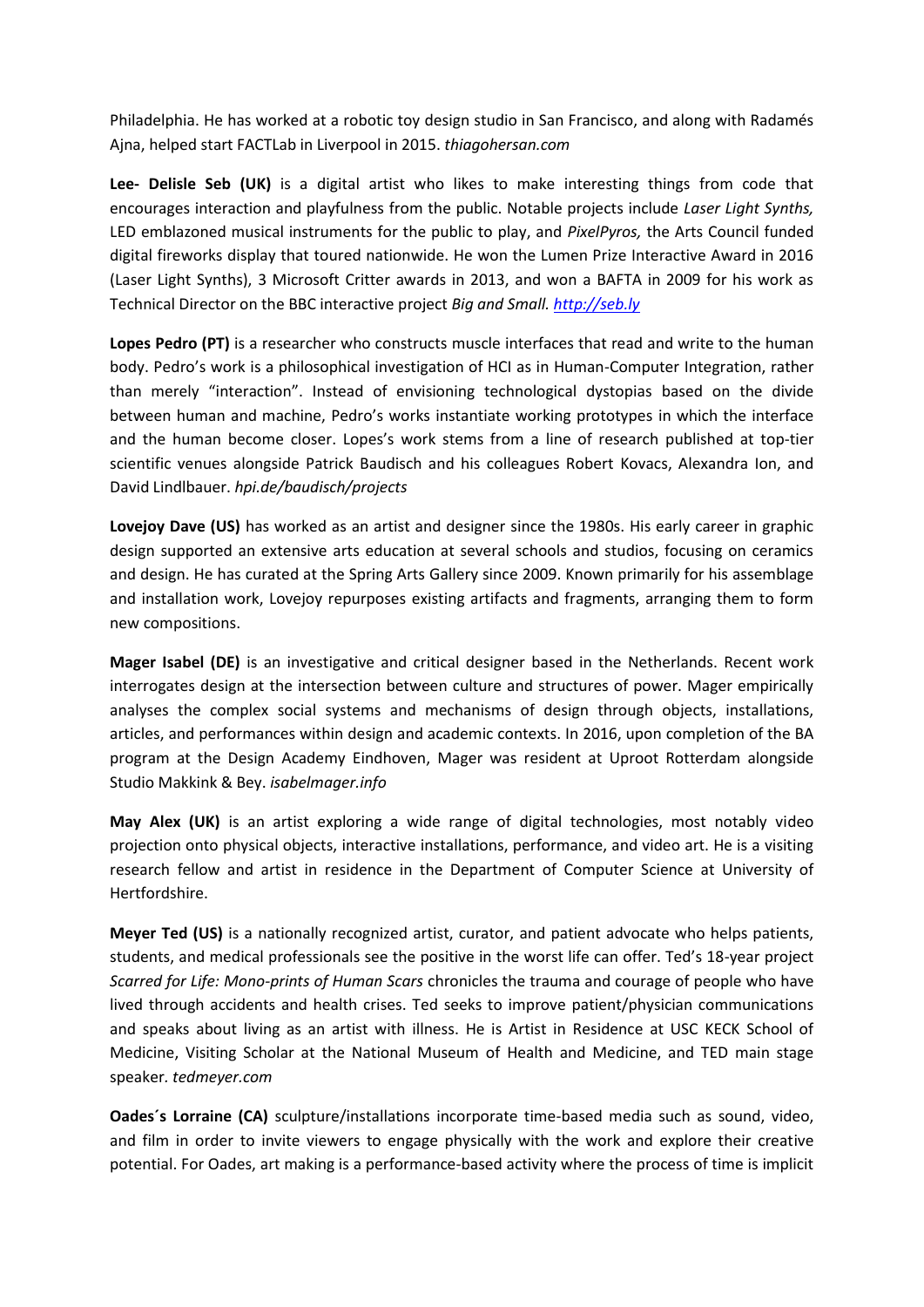Philadelphia. He has worked at a robotic toy design studio in San Francisco, and along with Radamés Ajna, helped start FACTLab in Liverpool in 2015. *thiagohersan.com*

**Lee- Delisle Seb (UK)** is a digital artist who likes to make interesting things from code that encourages interaction and playfulness from the public. Notable projects include *Laser Light Synths,* LED emblazoned musical instruments for the public to play, and *PixelPyros,* the Arts Council funded digital fireworks display that toured nationwide. He won the Lumen Prize Interactive Award in 2016 (Laser Light Synths), 3 Microsoft Critter awards in 2013, and won a BAFTA in 2009 for his work as Technical Director on the BBC interactive project *Big and Small.* *http://seb.ly*

**Lopes Pedro (PT)** is a researcher who constructs muscle interfaces that read and write to the human body. Pedro's work is a philosophical investigation of HCI as in Human-Computer Integration, rather than merely "interaction". Instead of envisioning technological dystopias based on the divide between human and machine, Pedro's works instantiate working prototypes in which the interface and the human become closer. Lopes's work stems from a line of research published at top-tier scientific venues alongside Patrick Baudisch and his colleagues Robert Kovacs, Alexandra Ion, and David Lindlbauer. *hpi.de/baudisch/projects*

**Lovejoy Dave (US)** has worked as an artist and designer since the 1980s. His early career in graphic design supported an extensive arts education at several schools and studios, focusing on ceramics and design. He has curated at the Spring Arts Gallery since 2009. Known primarily for his assemblage and installation work, Lovejoy repurposes existing artifacts and fragments, arranging them to form new compositions.

**Mager Isabel (DE)** is an investigative and critical designer based in the Netherlands. Recent work interrogates design at the intersection between culture and structures of power. Mager empirically analyses the complex social systems and mechanisms of design through objects, installations, articles, and performances within design and academic contexts. In 2016, upon completion of the BA program at the Design Academy Eindhoven, Mager was resident at Uproot Rotterdam alongside Studio Makkink & Bey. *isabelmager.info*

**May Alex (UK)** is an artist exploring a wide range of digital technologies, most notably video projection onto physical objects, interactive installations, performance, and video art. He is a visiting research fellow and artist in residence in the Department of Computer Science at University of Hertfordshire.

**Meyer Ted (US)** is a nationally recognized artist, curator, and patient advocate who helps patients, students, and medical professionals see the positive in the worst life can offer. Ted's 18-year project *Scarred for Life: Mono-prints of Human Scars* chronicles the trauma and courage of people who have lived through accidents and health crises. Ted seeks to improve patient/physician communications and speaks about living as an artist with illness. He is Artist in Residence at USC KECK School of Medicine, Visiting Scholar at the National Museum of Health and Medicine, and TED main stage speaker. *tedmeyer.com*

**Oades´s Lorraine (CA)** sculpture/installations incorporate time-based media such as sound, video, and film in order to invite viewers to engage physically with the work and explore their creative potential. For Oades, art making is a performance-based activity where the process of time is implicit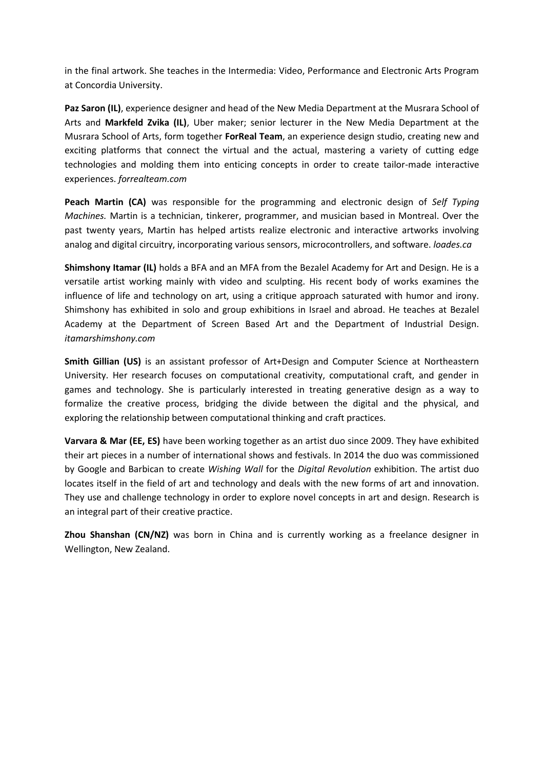in the final artwork. She teaches in the Intermedia: Video, Performance and Electronic Arts Program at Concordia University.

**Paz Saron (IL)**, experience designer and head of the New Media Department at the Musrara School of Arts and **Markfeld Zvika (IL)**, Uber maker; senior lecturer in the New Media Department at the Musrara School of Arts, form together **ForReal Team**, an experience design studio, creating new and exciting platforms that connect the virtual and the actual, mastering a variety of cutting edge technologies and molding them into enticing concepts in order to create tailor-made interactive experiences. *forrealteam.com*

**Peach Martin (CA)** was responsible for the programming and electronic design of *Self Typing Machines.* Martin is a technician, tinkerer, programmer, and musician based in Montreal. Over the past twenty years, Martin has helped artists realize electronic and interactive artworks involving analog and digital circuitry, incorporating various sensors, microcontrollers, and software. *loades.ca*

**Shimshony Itamar (IL)** holds a BFA and an MFA from the Bezalel Academy for Art and Design. He is a versatile artist working mainly with video and sculpting. His recent body of works examines the influence of life and technology on art, using a critique approach saturated with humor and irony. Shimshony has exhibited in solo and group exhibitions in Israel and abroad. He teaches at Bezalel Academy at the Department of Screen Based Art and the Department of Industrial Design. *itamarshimshony.com*

**Smith Gillian (US)** is an assistant professor of Art+Design and Computer Science at Northeastern University. Her research focuses on computational creativity, computational craft, and gender in games and technology. She is particularly interested in treating generative design as a way to formalize the creative process, bridging the divide between the digital and the physical, and exploring the relationship between computational thinking and craft practices.

**Varvara & Mar (EE, ES)** have been working together as an artist duo since 2009. They have exhibited their art pieces in a number of international shows and festivals. In 2014 the duo was commissioned by Google and Barbican to create *Wishing Wall* for the *Digital Revolution* exhibition. The artist duo locates itself in the field of art and technology and deals with the new forms of art and innovation. They use and challenge technology in order to explore novel concepts in art and design. Research is an integral part of their creative practice.

**Zhou Shanshan (CN/NZ)** was born in China and is currently working as a freelance designer in Wellington, New Zealand.